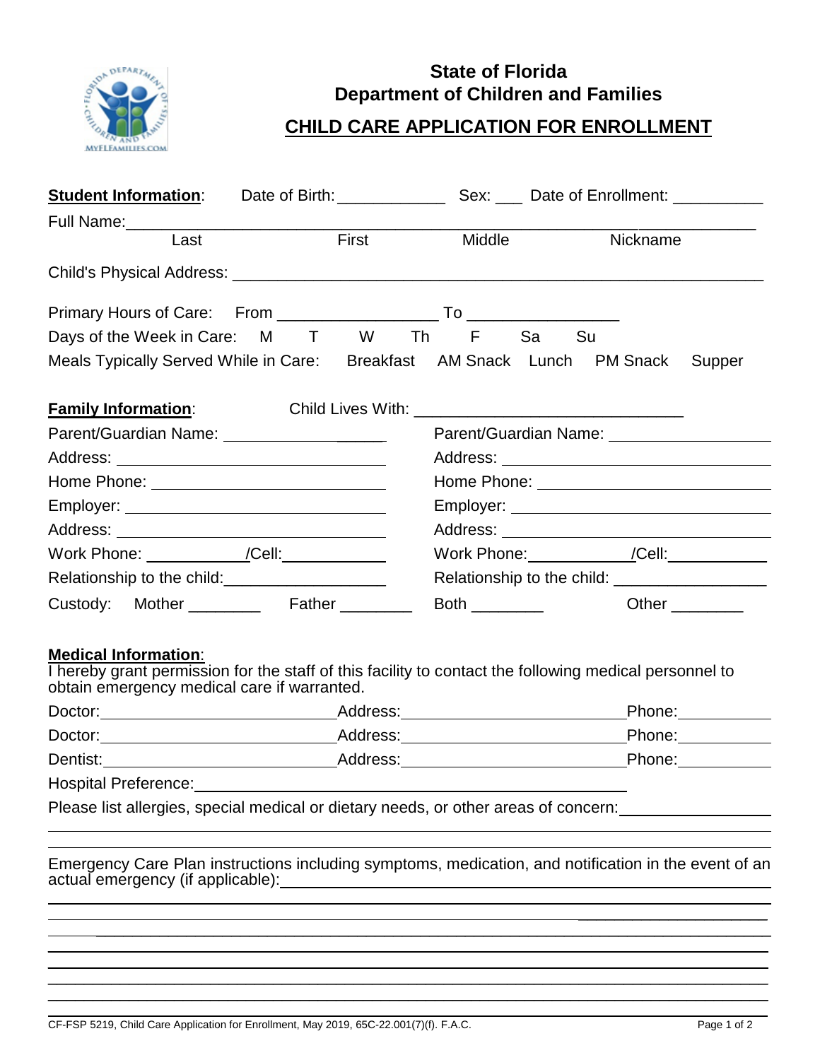# State of Florida
# Department of Children and Families

## CHILD CARE APPLICATION FOR ENROLLMENT

**Student Information**: Date of Birth: ____________ Sex: ___ Date of Enrollment: __________

Full Name: ________________________________________________________________

Last First Middle Nickname

Child's Physical Address: ________________________________________________________________

Primary Hours of Care: From _________________ To ________________

Days of the Week in Care: M T W Th F Sa Su

Meals Typically Served While in Care: Breakfast AM Snack Lunch PM Snack Supper

**Family Information**: Child Lives With: ______________________________

| | |
|---|---|
| Parent/Guardian Name: ________________ | Parent/Guardian Name: ________________ |
| Address: ________________ | Address: ________________ |
| Home Phone: ________________ | Home Phone: ________________ |
| Employer: ________________ | Employer: ________________ |
| Address: ________________ | Address: ________________ |
| Work Phone: ___________/Cell: ___________ | Work Phone: ___________/Cell: ___________ |
| Relationship to the child: ________________ | Relationship to the child: ________________ |

Custody: Mother ________ Father ________ Both ________ Other ________

**Medical Information**:

I hereby grant permission for the staff of this facility to contact the following medical personnel to obtain emergency medical care if warranted.

Doctor: ________________ Address: ________________ Phone: ________

Doctor: ________________ Address: ________________ Phone: ________

Dentist: ________________ Address: ________________ Phone: ________

Hospital Preference: ________________________________

Please list allergies, special medical or dietary needs, or other areas of concern: ________________

________________________________________________________________

________________________________________________________________

Emergency Care Plan instructions including symptoms, medication, and notification in the event of an actual emergency (if applicable): ________________________________

________________________________________________________________

________________________________________________________________

________________________________________________________________

________________________________________________________________

________________________________________________________________

________________________________________________________________

________________________________________________________________

CF-FSP 5219, Child Care Application for Enrollment, May 2019, 65C-22.001(7)(f). F.A.C.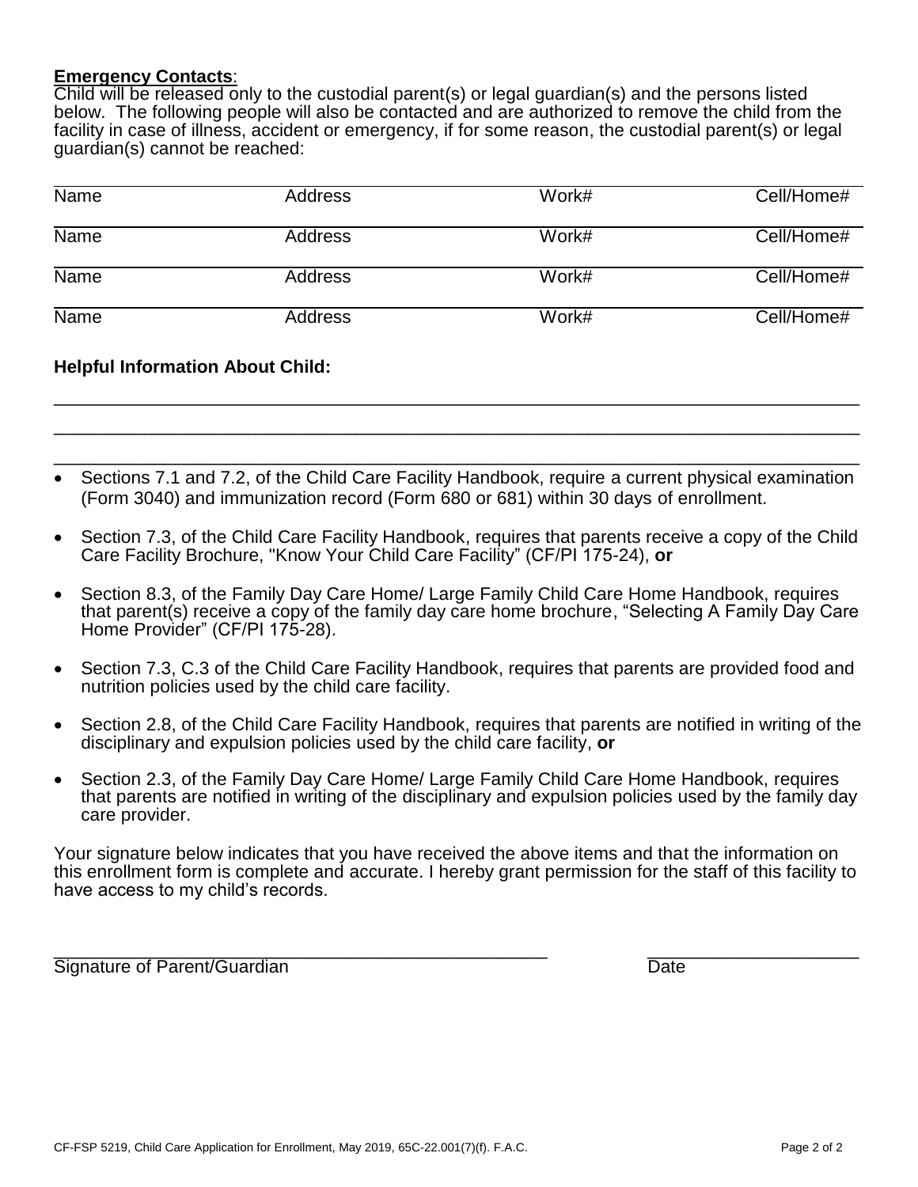**Emergency Contacts**:
Child will be released only to the custodial parent(s) or legal guardian(s) and the persons listed below. The following people will also be contacted and are authorized to remove the child from the facility in case of illness, accident or emergency, if for some reason, the custodial parent(s) or legal guardian(s) cannot be reached:

| | | | |
|---|---|---|---|
| Name | Address | Work# | Cell/Home# |
| Name | Address | Work# | Cell/Home# |
| Name | Address | Work# | Cell/Home# |
| Name | Address | Work# | Cell/Home# |

**Helpful Information About Child:**

_______________________________________________________________________________

_______________________________________________________________________________

_______________________________________________________________________________

- Sections 7.1 and 7.2, of the Child Care Facility Handbook, require a current physical examination (Form 3040) and immunization record (Form 680 or 681) within 30 days of enrollment.
- Section 7.3, of the Child Care Facility Handbook, requires that parents receive a copy of the Child Care Facility Brochure, "Know Your Child Care Facility" (CF/PI 175-24), **or**
- Section 8.3, of the Family Day Care Home/ Large Family Child Care Home Handbook, requires that parent(s) receive a copy of the family day care home brochure, "Selecting A Family Day Care Home Provider" (CF/PI 175-28).
- Section 7.3, C.3 of the Child Care Facility Handbook, requires that parents are provided food and nutrition policies used by the child care facility.
- Section 2.8, of the Child Care Facility Handbook, requires that parents are notified in writing of the disciplinary and expulsion policies used by the child care facility, **or**
- Section 2.3, of the Family Day Care Home/ Large Family Child Care Home Handbook, requires that parents are notified in writing of the disciplinary and expulsion policies used by the family day care provider.

Your signature below indicates that you have received the above items and that the information on this enrollment form is complete and accurate. I hereby grant permission for the staff of this facility to have access to my child's records.

_____________________________________________ &nbsp;&nbsp;&nbsp;&nbsp; ____________________

Signature of Parent/Guardian &nbsp;&nbsp;&nbsp;&nbsp; Date

CF-FSP 5219, Child Care Application for Enrollment, May 2019, 65C-22.001(7)(f). F.A.C.